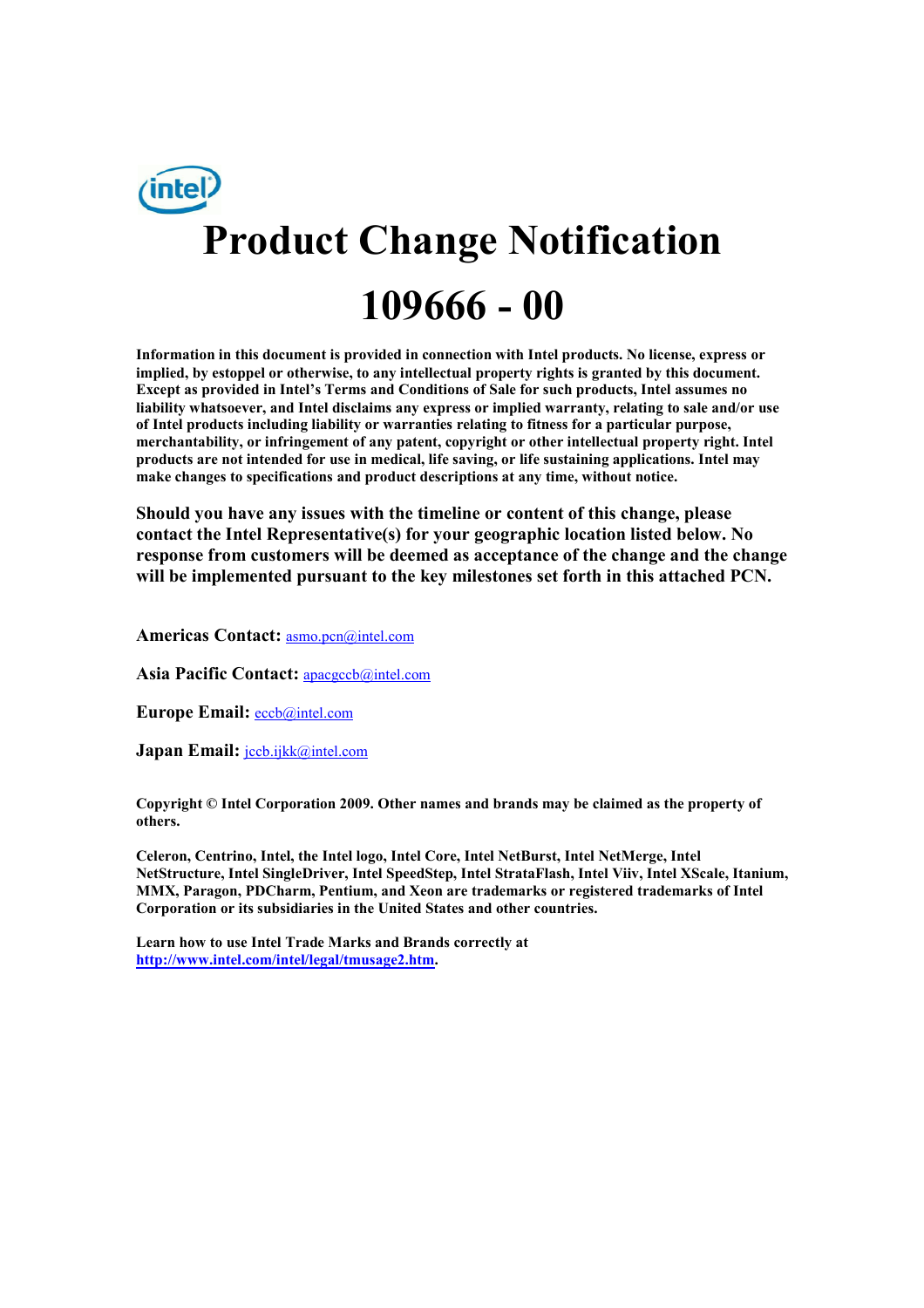# Product Change Notification

# 109666 - 00

**Information in this document is provided in connection with Intel products. No license, express or implied, by estoppel or otherwise, to any intellectual property rights is granted by this document. Except as provided in Intel's Terms and Conditions of Sale for such products, Intel assumes no liability whatsoever, and Intel disclaims any express or implied warranty, relating to sale and/or use of Intel products including liability or warranties relating to fitness for a particular purpose, merchantability, or infringement of any patent, copyright or other intellectual property right. Intel products are not intended for use in medical, life saving, or life sustaining applications. Intel may make changes to specifications and product descriptions at any time, without notice.**

**Should you have any issues with the timeline or content of this change, please contact the Intel Representative(s) for your geographic location listed below. No response from customers will be deemed as acceptance of the change and the change will be implemented pursuant to the key milestones set forth in this attached PCN.**

**Americas Contact:** asmo.pcn@intel.com

**Asia Pacific Contact:** apacgccb@intel.com

**Europe Email:** eccb@intel.com

**Japan Email:** jccb.ijkk@intel.com

**Copyright © Intel Corporation 2009. Other names and brands may be claimed as the property of others.**

**Celeron, Centrino, Intel, the Intel logo, Intel Core, Intel NetBurst, Intel NetMerge, Intel NetStructure, Intel SingleDriver, Intel SpeedStep, Intel StrataFlash, Intel Viiv, Intel XScale, Itanium, MMX, Paragon, PDCharm, Pentium, and Xeon are trademarks or registered trademarks of Intel Corporation or its subsidiaries in the United States and other countries.**

**Learn how to use Intel Trade Marks and Brands correctly at http://www.intel.com/intel/legal/tmusage2.htm.**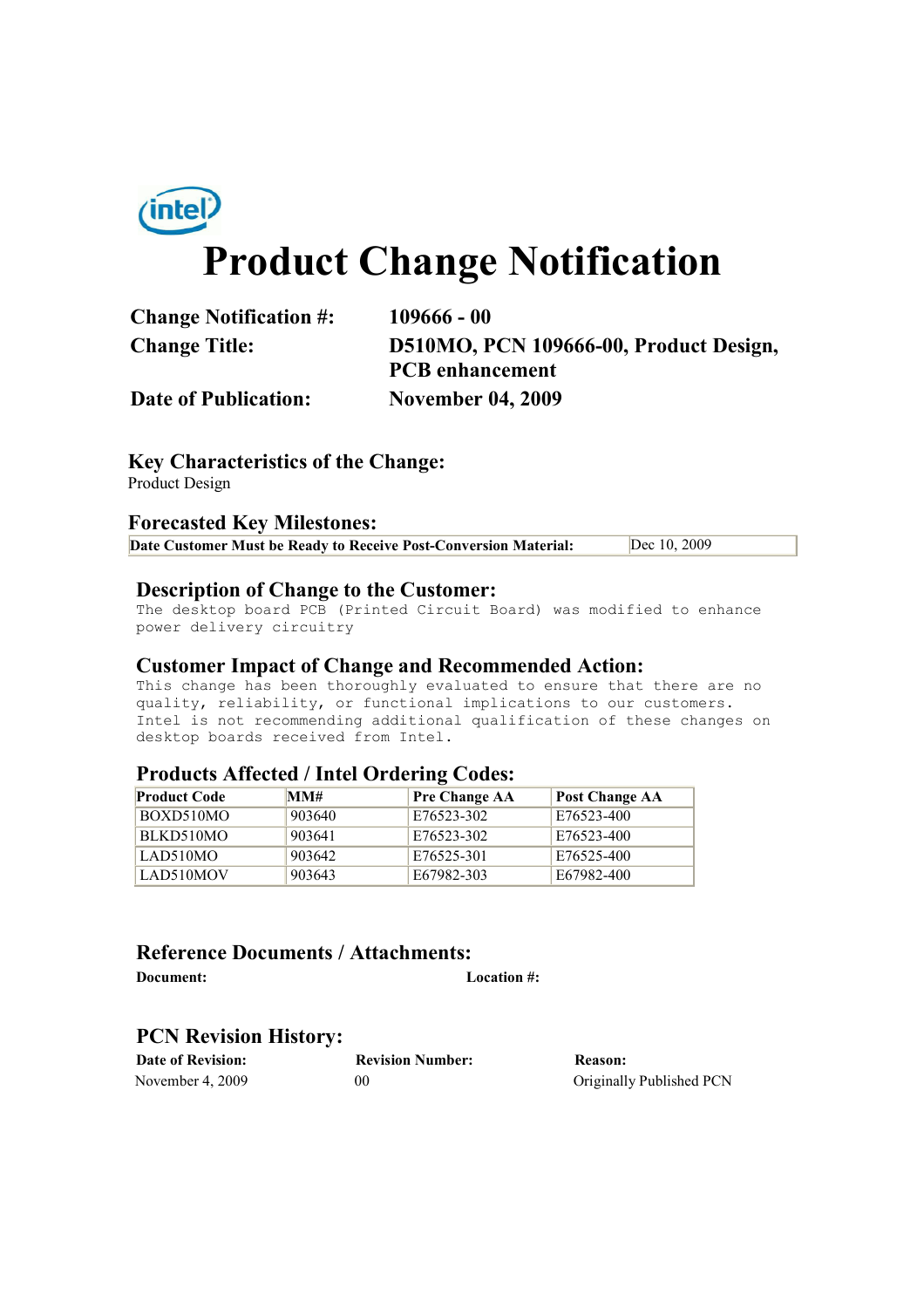# Product Change Notification

**Change Notification #:** 109666 - 00

**Change Title:** D510MO, PCN 109666-00, Product Design, PCB enhancement

**Date of Publication:** November 04, 2009

## Key Characteristics of the Change:

Product Design

## Forecasted Key Milestones:

| | |
|---|---|
| **Date Customer Must be Ready to Receive Post-Conversion Material:** | Dec 10, 2009 |

## Description of Change to the Customer:

The desktop board PCB (Printed Circuit Board) was modified to enhance power delivery circuitry

## Customer Impact of Change and Recommended Action:

This change has been thoroughly evaluated to ensure that there are no quality, reliability, or functional implications to our customers. Intel is not recommending additional qualification of these changes on desktop boards received from Intel.

## Products Affected / Intel Ordering Codes:

| Product Code | MM# | Pre Change AA | Post Change AA |
|---|---|---|---|
| BOXD510MO | 903640 | E76523-302 | E76523-400 |
| BLKD510MO | 903641 | E76523-302 | E76523-400 |
| LAD510MO | 903642 | E76525-301 | E76525-400 |
| LAD510MOV | 903643 | E67982-303 | E67982-400 |

## Reference Documents / Attachments:

**Document:** **Location #:**

## PCN Revision History:

| Date of Revision: | Revision Number: | Reason: |
|---|---|---|
| November 4, 2009 | 00 | Originally Published PCN |